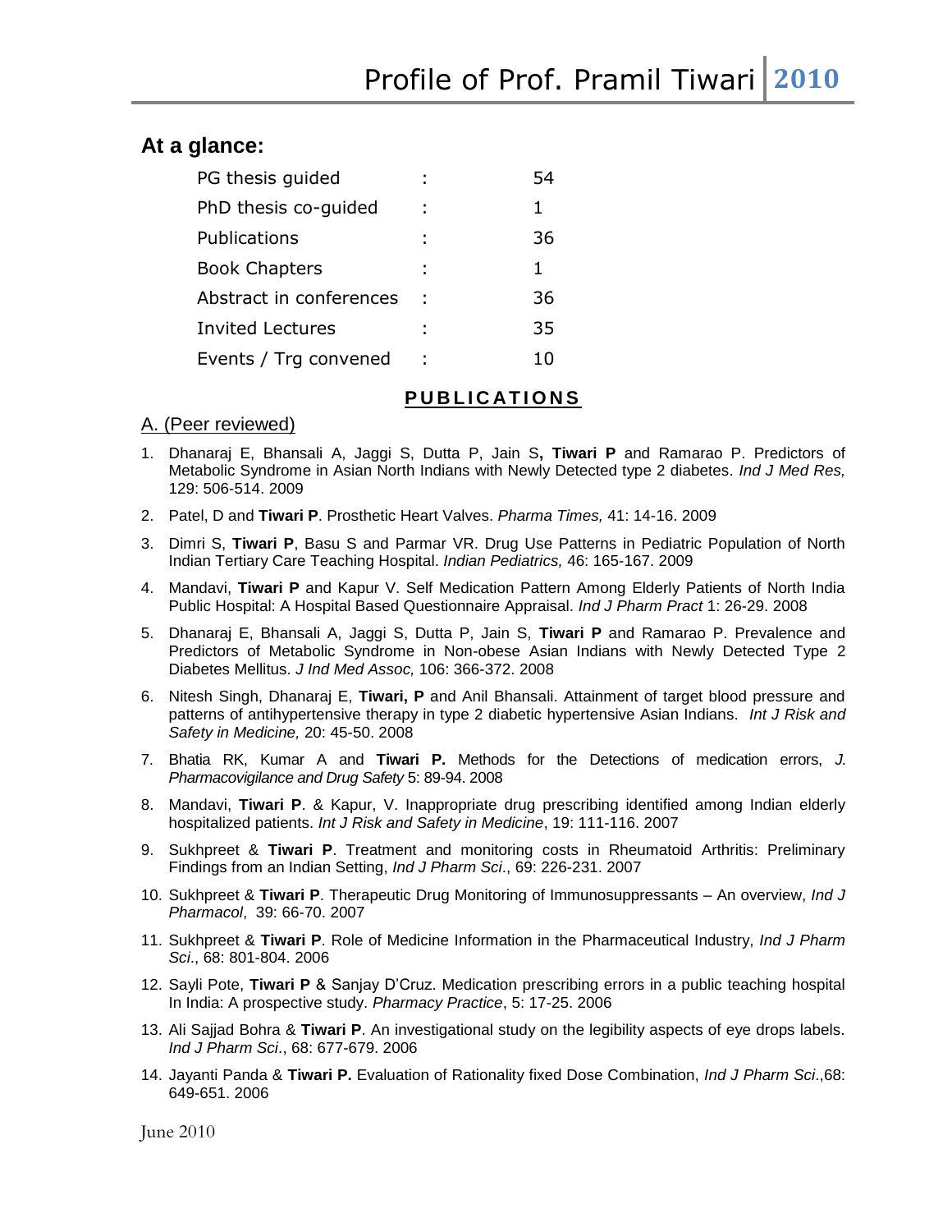# Profile of Prof. Pramil Tiwari 2010

## At a glance:

| | | |
|---|---|---|
| PG thesis guided | : | 54 |
| PhD thesis co-guided | : | 1 |
| Publications | : | 36 |
| Book Chapters | : | 1 |
| Abstract in conferences | : | 36 |
| Invited Lectures | : | 35 |
| Events / Trg convened | : | 10 |

## PUBLICATIONS

### A. (Peer reviewed)

1. Dhanaraj E, Bhansali A, Jaggi S, Dutta P, Jain S**, Tiwari P** and Ramarao P. Predictors of Metabolic Syndrome in Asian North Indians with Newly Detected type 2 diabetes. *Ind J Med Res,* 129: 506-514. 2009
2. Patel, D and **Tiwari P**. Prosthetic Heart Valves. *Pharma Times,* 41: 14-16. 2009
3. Dimri S, **Tiwari P**, Basu S and Parmar VR. Drug Use Patterns in Pediatric Population of North Indian Tertiary Care Teaching Hospital. *Indian Pediatrics,* 46: 165-167. 2009
4. Mandavi, **Tiwari P** and Kapur V. Self Medication Pattern Among Elderly Patients of North India Public Hospital: A Hospital Based Questionnaire Appraisal. *Ind J Pharm Pract* 1: 26-29. 2008
5. Dhanaraj E, Bhansali A, Jaggi S, Dutta P, Jain S, **Tiwari P** and Ramarao P. Prevalence and Predictors of Metabolic Syndrome in Non-obese Asian Indians with Newly Detected Type 2 Diabetes Mellitus. *J Ind Med Assoc,* 106: 366-372. 2008
6. Nitesh Singh, Dhanaraj E, **Tiwari, P** and Anil Bhansali. Attainment of target blood pressure and patterns of antihypertensive therapy in type 2 diabetic hypertensive Asian Indians. *Int J Risk and Safety in Medicine,* 20: 45-50. 2008
7. Bhatia RK, Kumar A and **Tiwari P.** Methods for the Detections of medication errors, *J. Pharmacovigilance and Drug Safety* 5: 89-94. 2008
8. Mandavi, **Tiwari P**. & Kapur, V. Inappropriate drug prescribing identified among Indian elderly hospitalized patients. *Int J Risk and Safety in Medicine*, 19: 111-116. 2007
9. Sukhpreet & **Tiwari P**. Treatment and monitoring costs in Rheumatoid Arthritis: Preliminary Findings from an Indian Setting, *Ind J Pharm Sci*., 69: 226-231. 2007
10. Sukhpreet & **Tiwari P**. Therapeutic Drug Monitoring of Immunosuppressants – An overview, *Ind J Pharmacol*, 39: 66-70. 2007
11. Sukhpreet & **Tiwari P**. Role of Medicine Information in the Pharmaceutical Industry, *Ind J Pharm Sci*., 68: 801-804. 2006
12. Sayli Pote, **Tiwari P** & Sanjay D'Cruz. Medication prescribing errors in a public teaching hospital In India: A prospective study. *Pharmacy Practice*, 5: 17-25. 2006
13. Ali Sajjad Bohra & **Tiwari P**. An investigational study on the legibility aspects of eye drops labels. *Ind J Pharm Sci*., 68: 677-679. 2006
14. Jayanti Panda & **Tiwari P.** Evaluation of Rationality fixed Dose Combination, *Ind J Pharm Sci*.,68: 649-651. 2006

June 2010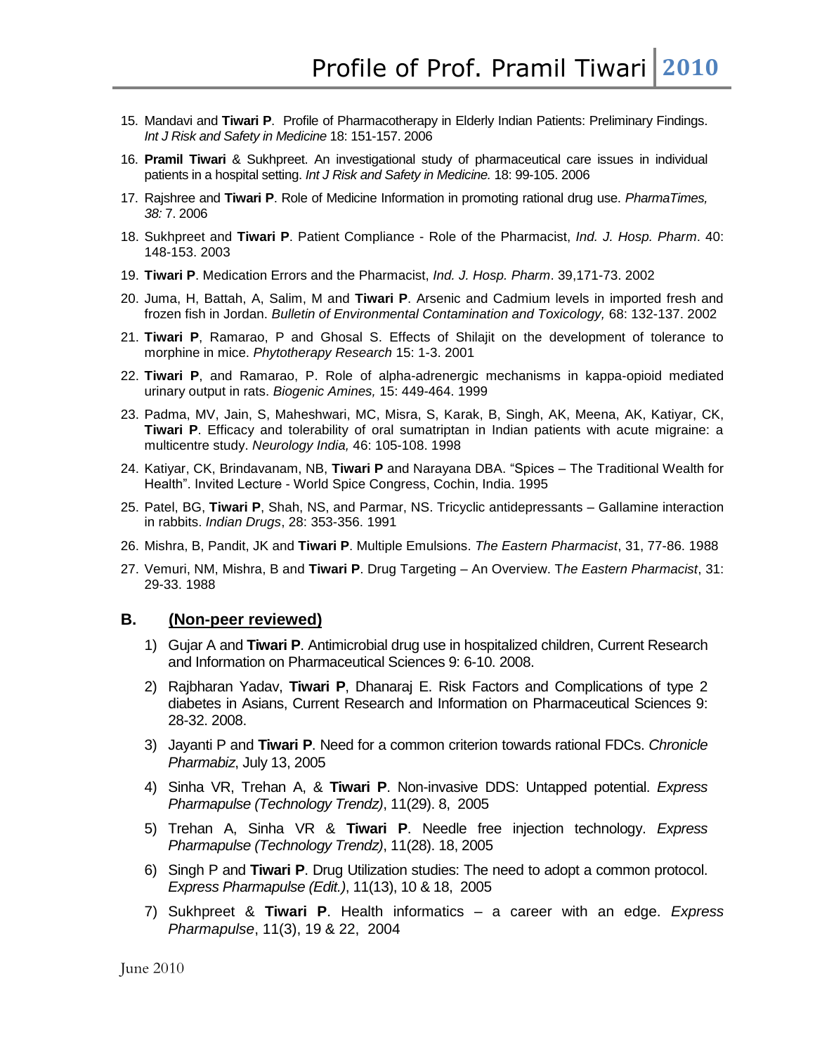15. Mandavi and **Tiwari P**. Profile of Pharmacotherapy in Elderly Indian Patients: Preliminary Findings. *Int J Risk and Safety in Medicine* 18: 151-157. 2006

16. **Pramil Tiwari** & Sukhpreet. An investigational study of pharmaceutical care issues in individual patients in a hospital setting. *Int J Risk and Safety in Medicine.* 18: 99-105. 2006

17. Rajshree and **Tiwari P**. Role of Medicine Information in promoting rational drug use. *PharmaTimes, 38:* 7. 2006

18. Sukhpreet and **Tiwari P**. Patient Compliance - Role of the Pharmacist, *Ind. J. Hosp. Pharm*. 40: 148-153. 2003

19. **Tiwari P**. Medication Errors and the Pharmacist, *Ind. J. Hosp. Pharm*. 39,171-73. 2002

20. Juma, H, Battah, A, Salim, M and **Tiwari P**. Arsenic and Cadmium levels in imported fresh and frozen fish in Jordan. *Bulletin of Environmental Contamination and Toxicology,* 68: 132-137. 2002

21. **Tiwari P**, Ramarao, P and Ghosal S. Effects of Shilajit on the development of tolerance to morphine in mice. *Phytotherapy Research* 15: 1-3. 2001

22. **Tiwari P**, and Ramarao, P. Role of alpha-adrenergic mechanisms in kappa-opioid mediated urinary output in rats. *Biogenic Amines,* 15: 449-464. 1999

23. Padma, MV, Jain, S, Maheshwari, MC, Misra, S, Karak, B, Singh, AK, Meena, AK, Katiyar, CK, **Tiwari P**. Efficacy and tolerability of oral sumatriptan in Indian patients with acute migraine: a multicentre study. *Neurology India,* 46: 105-108. 1998

24. Katiyar, CK, Brindavanam, NB, **Tiwari P** and Narayana DBA. "Spices – The Traditional Wealth for Health". Invited Lecture - World Spice Congress, Cochin, India. 1995

25. Patel, BG, **Tiwari P**, Shah, NS, and Parmar, NS. Tricyclic antidepressants – Gallamine interaction in rabbits. *Indian Drugs*, 28: 353-356. 1991

26. Mishra, B, Pandit, JK and **Tiwari P**. Multiple Emulsions. *The Eastern Pharmacist*, 31, 77-86. 1988

27. Vemuri, NM, Mishra, B and **Tiwari P**. Drug Targeting – An Overview. T*he Eastern Pharmacist*, 31: 29-33. 1988

## B. <u>(Non-peer reviewed)</u>

1) Gujar A and **Tiwari P**. Antimicrobial drug use in hospitalized children, Current Research and Information on Pharmaceutical Sciences 9: 6-10. 2008.

2) Rajbharan Yadav, **Tiwari P**, Dhanaraj E. Risk Factors and Complications of type 2 diabetes in Asians, Current Research and Information on Pharmaceutical Sciences 9: 28-32. 2008.

3) Jayanti P and **Tiwari P**. Need for a common criterion towards rational FDCs. *Chronicle Pharmabiz*, July 13, 2005

4) Sinha VR, Trehan A, & **Tiwari P**. Non-invasive DDS: Untapped potential. *Express Pharmapulse (Technology Trendz)*, 11(29). 8, 2005

5) Trehan A, Sinha VR & **Tiwari P**. Needle free injection technology. *Express Pharmapulse (Technology Trendz)*, 11(28). 18, 2005

6) Singh P and **Tiwari P**. Drug Utilization studies: The need to adopt a common protocol. *Express Pharmapulse (Edit.)*, 11(13), 10 & 18, 2005

7) Sukhpreet & **Tiwari P**. Health informatics – a career with an edge. *Express Pharmapulse*, 11(3), 19 & 22, 2004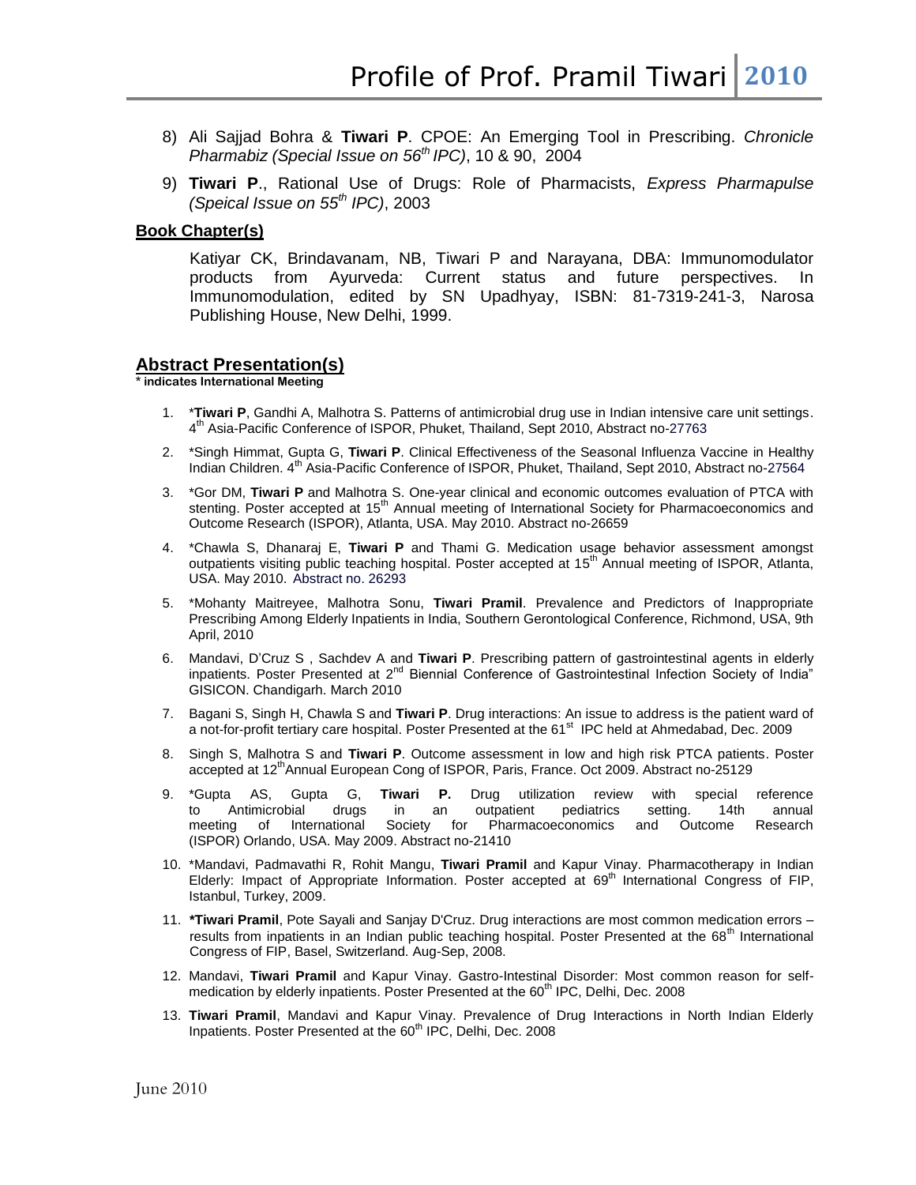8) Ali Sajjad Bohra & **Tiwari P**. CPOE: An Emerging Tool in Prescribing. *Chronicle Pharmabiz (Special Issue on 56th IPC)*, 10 & 90, 2004

9) **Tiwari P**., Rational Use of Drugs: Role of Pharmacists, *Express Pharmapulse (Speical Issue on 55th IPC)*, 2003

## Book Chapter(s)

Katiyar CK, Brindavanam, NB, Tiwari P and Narayana, DBA: Immunomodulator products from Ayurveda: Current status and future perspectives. In Immunomodulation, edited by SN Upadhyay, ISBN: 81-7319-241-3, Narosa Publishing House, New Delhi, 1999.

## Abstract Presentation(s)

**\* indicates International Meeting**

1. *__Tiwari P__, Gandhi A, Malhotra S. Patterns of antimicrobial drug use in Indian intensive care unit settings. 4th Asia-Pacific Conference of ISPOR, Phuket, Thailand, Sept 2010, Abstract no-27763
2. *Singh Himmat, Gupta G, **Tiwari P**. Clinical Effectiveness of the Seasonal Influenza Vaccine in Healthy Indian Children. 4th Asia-Pacific Conference of ISPOR, Phuket, Thailand, Sept 2010, Abstract no-27564
3. *Gor DM, **Tiwari P** and Malhotra S. One-year clinical and economic outcomes evaluation of PTCA with stenting. Poster accepted at 15th Annual meeting of International Society for Pharmacoeconomics and Outcome Research (ISPOR), Atlanta, USA. May 2010. Abstract no-26659
4. *Chawla S, Dhanaraj E, **Tiwari P** and Thami G. Medication usage behavior assessment amongst outpatients visiting public teaching hospital. Poster accepted at 15th Annual meeting of ISPOR, Atlanta, USA. May 2010. Abstract no. 26293
5. *Mohanty Maitreyee, Malhotra Sonu, **Tiwari Pramil**. Prevalence and Predictors of Inappropriate Prescribing Among Elderly Inpatients in India, Southern Gerontological Conference, Richmond, USA, 9th April, 2010
6. Mandavi, D'Cruz S , Sachdev A and **Tiwari P**. Prescribing pattern of gastrointestinal agents in elderly inpatients. Poster Presented at 2nd Biennial Conference of Gastrointestinal Infection Society of India" GISICON. Chandigarh. March 2010
7. Bagani S, Singh H, Chawla S and **Tiwari P**. Drug interactions: An issue to address is the patient ward of a not-for-profit tertiary care hospital. Poster Presented at the 61st IPC held at Ahmedabad, Dec. 2009
8. Singh S, Malhotra S and **Tiwari P**. Outcome assessment in low and high risk PTCA patients. Poster accepted at 12th Annual European Cong of ISPOR, Paris, France. Oct 2009. Abstract no-25129
9. *Gupta AS, Gupta G, **Tiwari P.** Drug utilization review with special reference to Antimicrobial drugs in an outpatient pediatrics setting. 14th annual meeting of International Society for Pharmacoeconomics and Outcome Research (ISPOR) Orlando, USA. May 2009. Abstract no-21410
10. *Mandavi, Padmavathi R, Rohit Mangu, **Tiwari Pramil** and Kapur Vinay. Pharmacotherapy in Indian Elderly: Impact of Appropriate Information. Poster accepted at 69th International Congress of FIP, Istanbul, Turkey, 2009.
11. ***Tiwari Pramil**, Pote Sayali and Sanjay D'Cruz. Drug interactions are most common medication errors – results from inpatients in an Indian public teaching hospital. Poster Presented at the 68th International Congress of FIP, Basel, Switzerland. Aug-Sep, 2008.
12. Mandavi, **Tiwari Pramil** and Kapur Vinay. Gastro-Intestinal Disorder: Most common reason for self-medication by elderly inpatients. Poster Presented at the 60th IPC, Delhi, Dec. 2008
13. **Tiwari Pramil**, Mandavi and Kapur Vinay. Prevalence of Drug Interactions in North Indian Elderly Inpatients. Poster Presented at the 60th IPC, Delhi, Dec. 2008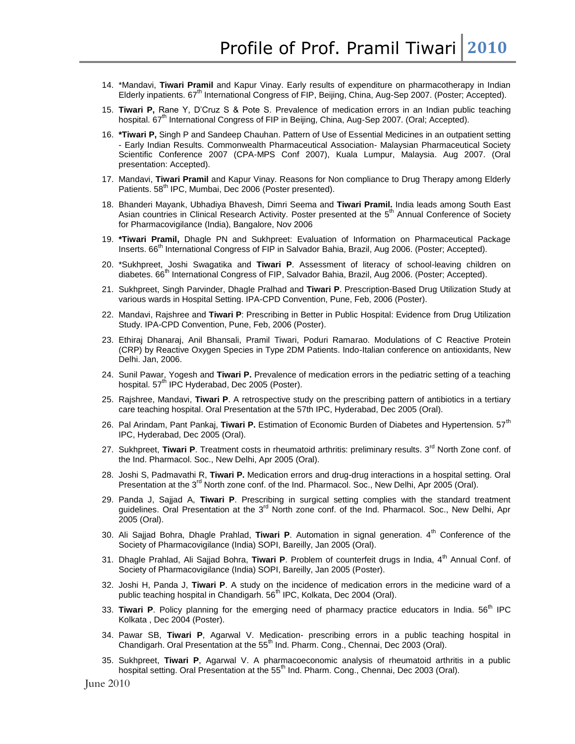14. *Mandavi, **Tiwari Pramil** and Kapur Vinay. Early results of expenditure on pharmacotherapy in Indian Elderly inpatients. 67th International Congress of FIP, Beijing, China, Aug-Sep 2007. (Poster; Accepted).
15. **Tiwari P,** Rane Y, D'Cruz S & Pote S. Prevalence of medication errors in an Indian public teaching hospital. 67th International Congress of FIP in Beijing, China, Aug-Sep 2007. (Oral; Accepted).
16. ***Tiwari P,** Singh P and Sandeep Chauhan. Pattern of Use of Essential Medicines in an outpatient setting - Early Indian Results. Commonwealth Pharmaceutical Association- Malaysian Pharmaceutical Society Scientific Conference 2007 (CPA-MPS Conf 2007), Kuala Lumpur, Malaysia. Aug 2007. (Oral presentation: Accepted).
17. Mandavi, **Tiwari Pramil** and Kapur Vinay. Reasons for Non compliance to Drug Therapy among Elderly Patients. 58th IPC, Mumbai, Dec 2006 (Poster presented).
18. Bhanderi Mayank, Ubhadiya Bhavesh, Dimri Seema and **Tiwari Pramil.** India leads among South East Asian countries in Clinical Research Activity. Poster presented at the 5th Annual Conference of Society for Pharmacovigilance (India), Bangalore, Nov 2006
19. ***Tiwari Pramil,** Dhagle PN and Sukhpreet: Evaluation of Information on Pharmaceutical Package Inserts. 66th International Congress of FIP in Salvador Bahia, Brazil, Aug 2006. (Poster; Accepted).
20. *Sukhpreet, Joshi Swagatika and **Tiwari P**. Assessment of literacy of school-leaving children on diabetes. 66th International Congress of FIP, Salvador Bahia, Brazil, Aug 2006. (Poster; Accepted).
21. Sukhpreet, Singh Parvinder, Dhagle Pralhad and **Tiwari P**. Prescription-Based Drug Utilization Study at various wards in Hospital Setting. IPA-CPD Convention, Pune, Feb, 2006 (Poster).
22. Mandavi, Rajshree and **Tiwari P**: Prescribing in Better in Public Hospital: Evidence from Drug Utilization Study. IPA-CPD Convention, Pune, Feb, 2006 (Poster).
23. Ethiraj Dhanaraj, Anil Bhansali, Pramil Tiwari, Poduri Ramarao. Modulations of C Reactive Protein (CRP) by Reactive Oxygen Species in Type 2DM Patients. Indo-Italian conference on antioxidants, New Delhi. Jan, 2006.
24. Sunil Pawar, Yogesh and **Tiwari P.** Prevalence of medication errors in the pediatric setting of a teaching hospital. 57th IPC Hyderabad, Dec 2005 (Poster).
25. Rajshree, Mandavi, **Tiwari P**. A retrospective study on the prescribing pattern of antibiotics in a tertiary care teaching hospital. Oral Presentation at the 57th IPC, Hyderabad, Dec 2005 (Oral).
26. Pal Arindam, Pant Pankaj, **Tiwari P.** Estimation of Economic Burden of Diabetes and Hypertension. 57th IPC, Hyderabad, Dec 2005 (Oral).
27. Sukhpreet, **Tiwari P**. Treatment costs in rheumatoid arthritis: preliminary results. 3rd North Zone conf. of the Ind. Pharmacol. Soc., New Delhi, Apr 2005 (Oral).
28. Joshi S, Padmavathi R, **Tiwari P.** Medication errors and drug-drug interactions in a hospital setting. Oral Presentation at the 3rd North zone conf. of the Ind. Pharmacol. Soc., New Delhi, Apr 2005 (Oral).
29. Panda J, Sajjad A, **Tiwari P**. Prescribing in surgical setting complies with the standard treatment guidelines. Oral Presentation at the 3rd North zone conf. of the Ind. Pharmacol. Soc., New Delhi, Apr 2005 (Oral).
30. Ali Sajjad Bohra, Dhagle Prahlad, **Tiwari P**. Automation in signal generation. 4th Conference of the Society of Pharmacovigilance (India) SOPI, Bareilly, Jan 2005 (Oral).
31. Dhagle Prahlad, Ali Sajjad Bohra, **Tiwari P**. Problem of counterfeit drugs in India, 4th Annual Conf. of Society of Pharmacovigilance (India) SOPI, Bareilly, Jan 2005 (Poster).
32. Joshi H, Panda J, **Tiwari P**. A study on the incidence of medication errors in the medicine ward of a public teaching hospital in Chandigarh. 56th IPC, Kolkata, Dec 2004 (Oral).
33. **Tiwari P**. Policy planning for the emerging need of pharmacy practice educators in India. 56th IPC Kolkata , Dec 2004 (Poster).
34. Pawar SB, **Tiwari P**, Agarwal V. Medication- prescribing errors in a public teaching hospital in Chandigarh. Oral Presentation at the 55th Ind. Pharm. Cong., Chennai, Dec 2003 (Oral).
35. Sukhpreet, **Tiwari P**, Agarwal V. A pharmacoeconomic analysis of rheumatoid arthritis in a public hospital setting. Oral Presentation at the 55th Ind. Pharm. Cong., Chennai, Dec 2003 (Oral).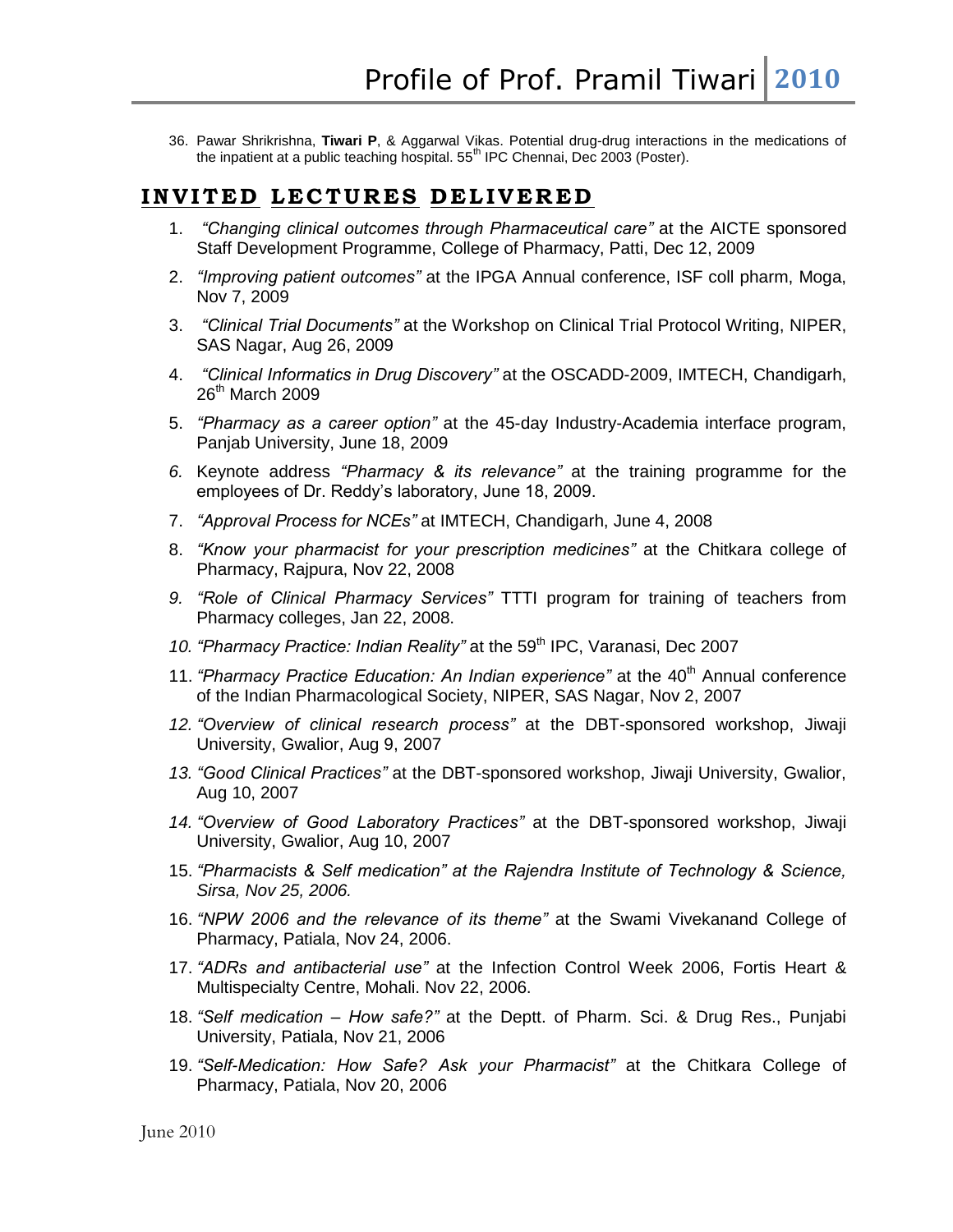36. Pawar Shrikrishna, **Tiwari P**, & Aggarwal Vikas. Potential drug-drug interactions in the medications of the inpatient at a public teaching hospital. 55th IPC Chennai, Dec 2003 (Poster).

## INVITED LECTURES DELIVERED

1. *"Changing clinical outcomes through Pharmaceutical care"* at the AICTE sponsored Staff Development Programme, College of Pharmacy, Patti, Dec 12, 2009
2. *"Improving patient outcomes"* at the IPGA Annual conference, ISF coll pharm, Moga, Nov 7, 2009
3. *"Clinical Trial Documents"* at the Workshop on Clinical Trial Protocol Writing, NIPER, SAS Nagar, Aug 26, 2009
4. *"Clinical Informatics in Drug Discovery"* at the OSCADD-2009, IMTECH, Chandigarh, 26th March 2009
5. *"Pharmacy as a career option"* at the 45-day Industry-Academia interface program, Panjab University, June 18, 2009
6. Keynote address *"Pharmacy & its relevance"* at the training programme for the employees of Dr. Reddy's laboratory, June 18, 2009.
7. *"Approval Process for NCEs"* at IMTECH, Chandigarh, June 4, 2008
8. *"Know your pharmacist for your prescription medicines"* at the Chitkara college of Pharmacy, Rajpura, Nov 22, 2008
9. *"Role of Clinical Pharmacy Services"* TTTI program for training of teachers from Pharmacy colleges, Jan 22, 2008.
10. *"Pharmacy Practice: Indian Reality"* at the 59th IPC, Varanasi, Dec 2007
11. *"Pharmacy Practice Education: An Indian experience"* at the 40th Annual conference of the Indian Pharmacological Society, NIPER, SAS Nagar, Nov 2, 2007
12. *"Overview of clinical research process"* at the DBT-sponsored workshop, Jiwaji University, Gwalior, Aug 9, 2007
13. *"Good Clinical Practices"* at the DBT-sponsored workshop, Jiwaji University, Gwalior, Aug 10, 2007
14. *"Overview of Good Laboratory Practices"* at the DBT-sponsored workshop, Jiwaji University, Gwalior, Aug 10, 2007
15. *"Pharmacists & Self medication" at the Rajendra Institute of Technology & Science, Sirsa, Nov 25, 2006.*
16. *"NPW 2006 and the relevance of its theme"* at the Swami Vivekanand College of Pharmacy, Patiala, Nov 24, 2006.
17. *"ADRs and antibacterial use"* at the Infection Control Week 2006, Fortis Heart & Multispecialty Centre, Mohali. Nov 22, 2006.
18. *"Self medication – How safe?"* at the Deptt. of Pharm. Sci. & Drug Res., Punjabi University, Patiala, Nov 21, 2006
19. *"Self-Medication: How Safe? Ask your Pharmacist"* at the Chitkara College of Pharmacy, Patiala, Nov 20, 2006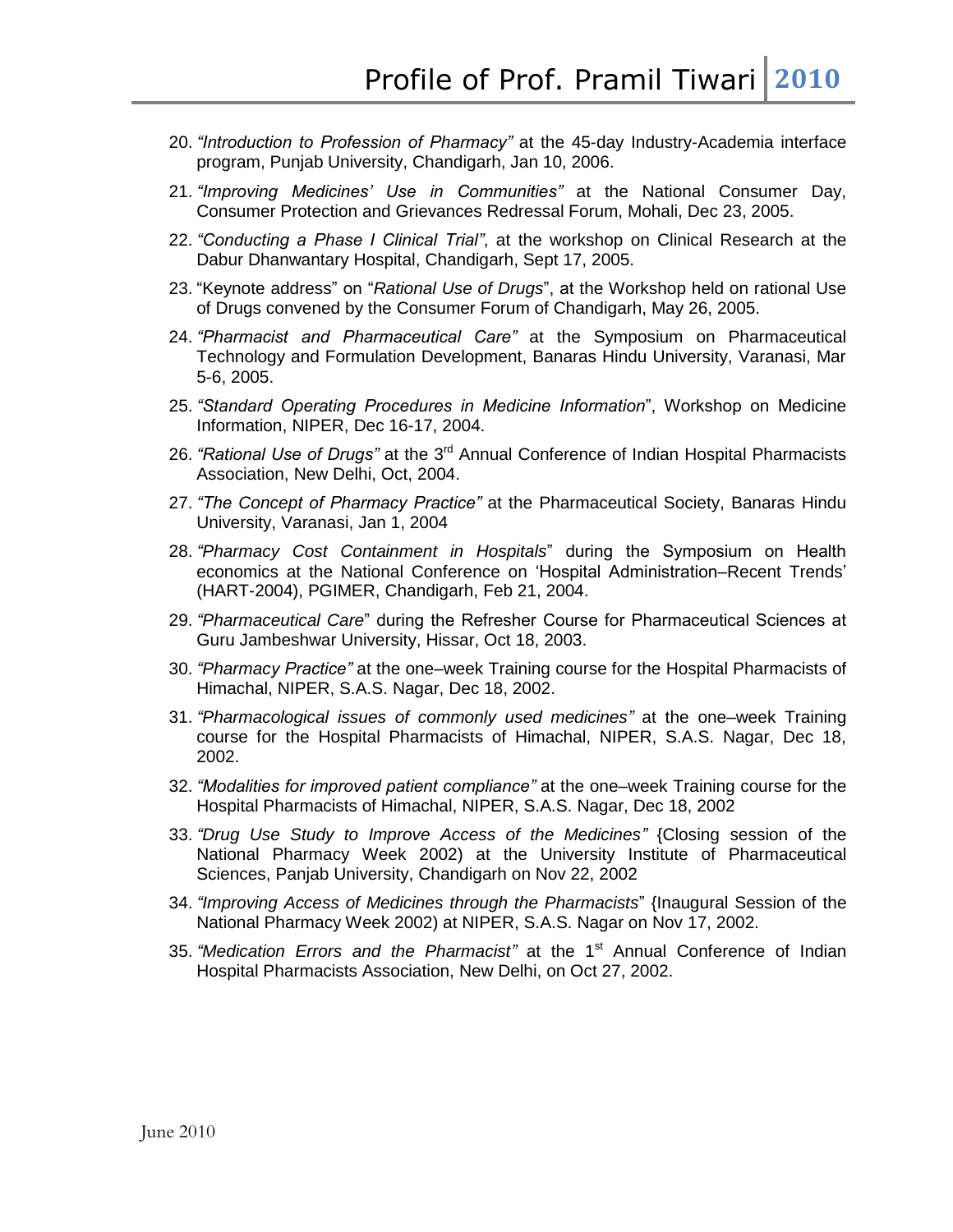20. *“Introduction to Profession of Pharmacy”* at the 45-day Industry-Academia interface program, Punjab University, Chandigarh, Jan 10, 2006.
21. *“Improving Medicines’ Use in Communities”* at the National Consumer Day, Consumer Protection and Grievances Redressal Forum, Mohali, Dec 23, 2005.
22. *“Conducting a Phase I Clinical Trial”*, at the workshop on Clinical Research at the Dabur Dhanwantary Hospital, Chandigarh, Sept 17, 2005.
23. “Keynote address” on “*Rational Use of Drugs*”, at the Workshop held on rational Use of Drugs convened by the Consumer Forum of Chandigarh, May 26, 2005.
24. *“Pharmacist and Pharmaceutical Care”* at the Symposium on Pharmaceutical Technology and Formulation Development, Banaras Hindu University, Varanasi, Mar 5-6, 2005.
25. *“Standard Operating Procedures in Medicine Information*”, Workshop on Medicine Information, NIPER, Dec 16-17, 2004.
26. *“Rational Use of Drugs”* at the 3rd Annual Conference of Indian Hospital Pharmacists Association, New Delhi, Oct, 2004.
27. *“The Concept of Pharmacy Practice”* at the Pharmaceutical Society, Banaras Hindu University, Varanasi, Jan 1, 2004
28. *“Pharmacy Cost Containment in Hospitals*” during the Symposium on Health economics at the National Conference on ‘Hospital Administration–Recent Trends’ (HART-2004), PGIMER, Chandigarh, Feb 21, 2004.
29. *“Pharmaceutical Care*” during the Refresher Course for Pharmaceutical Sciences at Guru Jambeshwar University, Hissar, Oct 18, 2003.
30. *“Pharmacy Practice”* at the one–week Training course for the Hospital Pharmacists of Himachal, NIPER, S.A.S. Nagar, Dec 18, 2002.
31. *“Pharmacological issues of commonly used medicines”* at the one–week Training course for the Hospital Pharmacists of Himachal, NIPER, S.A.S. Nagar, Dec 18, 2002.
32. *“Modalities for improved patient compliance”* at the one–week Training course for the Hospital Pharmacists of Himachal, NIPER, S.A.S. Nagar, Dec 18, 2002
33. *“Drug Use Study to Improve Access of the Medicines”* {Closing session of the National Pharmacy Week 2002) at the University Institute of Pharmaceutical Sciences, Panjab University, Chandigarh on Nov 22, 2002
34. *“Improving Access of Medicines through the Pharmacists*” {Inaugural Session of the National Pharmacy Week 2002) at NIPER, S.A.S. Nagar on Nov 17, 2002.
35. *“Medication Errors and the Pharmacist”* at the 1st Annual Conference of Indian Hospital Pharmacists Association, New Delhi, on Oct 27, 2002.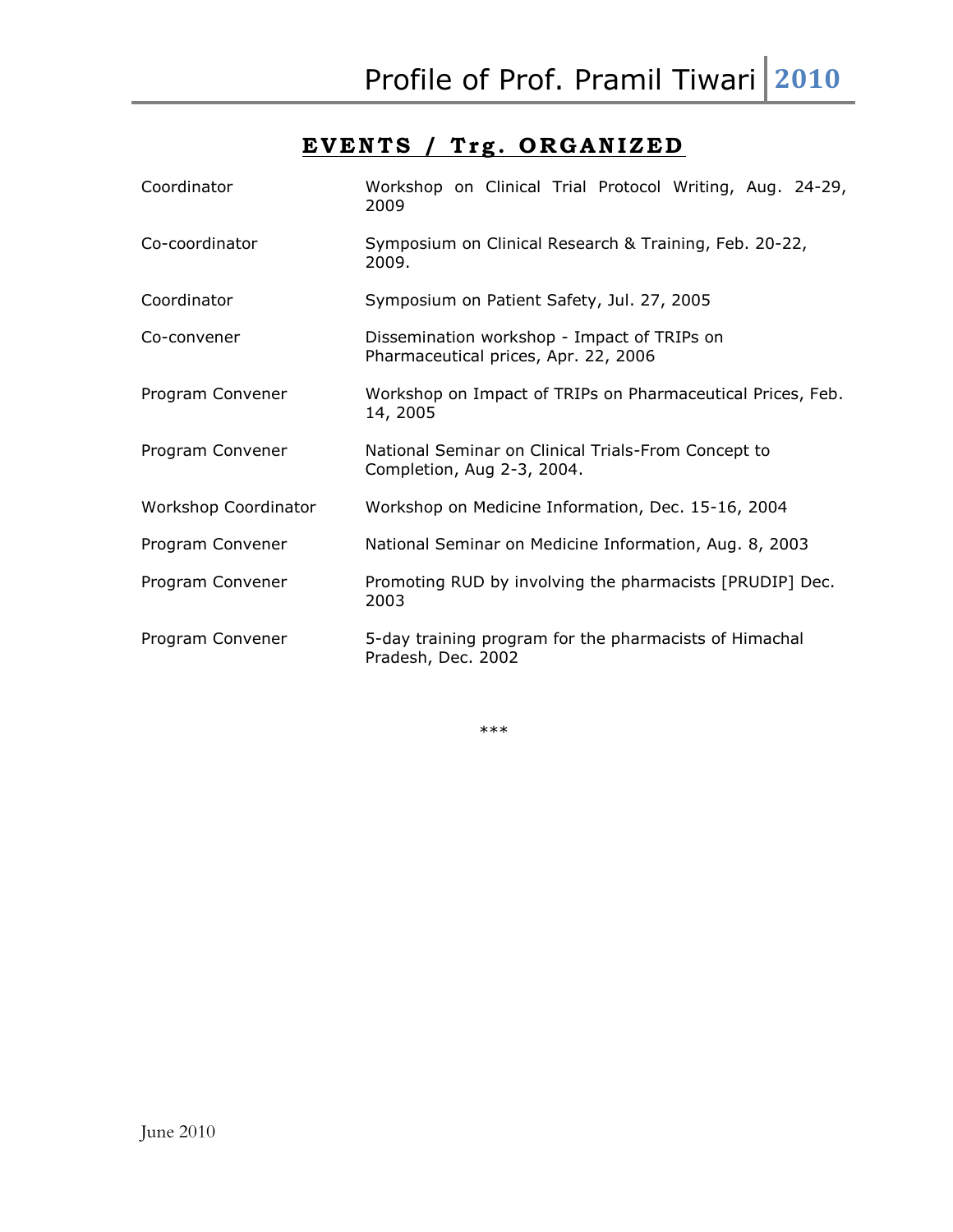## EVENTS / Trg. ORGANIZED

| | |
|---|---|
| Coordinator | Workshop on Clinical Trial Protocol Writing, Aug. 24-29, 2009 |
| Co-coordinator | Symposium on Clinical Research & Training, Feb. 20-22, 2009. |
| Coordinator | Symposium on Patient Safety, Jul. 27, 2005 |
| Co-convener | Dissemination workshop - Impact of TRIPs on Pharmaceutical prices, Apr. 22, 2006 |
| Program Convener | Workshop on Impact of TRIPs on Pharmaceutical Prices, Feb. 14, 2005 |
| Program Convener | National Seminar on Clinical Trials-From Concept to Completion, Aug 2-3, 2004. |
| Workshop Coordinator | Workshop on Medicine Information, Dec. 15-16, 2004 |
| Program Convener | National Seminar on Medicine Information, Aug. 8, 2003 |
| Program Convener | Promoting RUD by involving the pharmacists [PRUDIP] Dec. 2003 |
| Program Convener | 5-day training program for the pharmacists of Himachal Pradesh, Dec. 2002 |

***